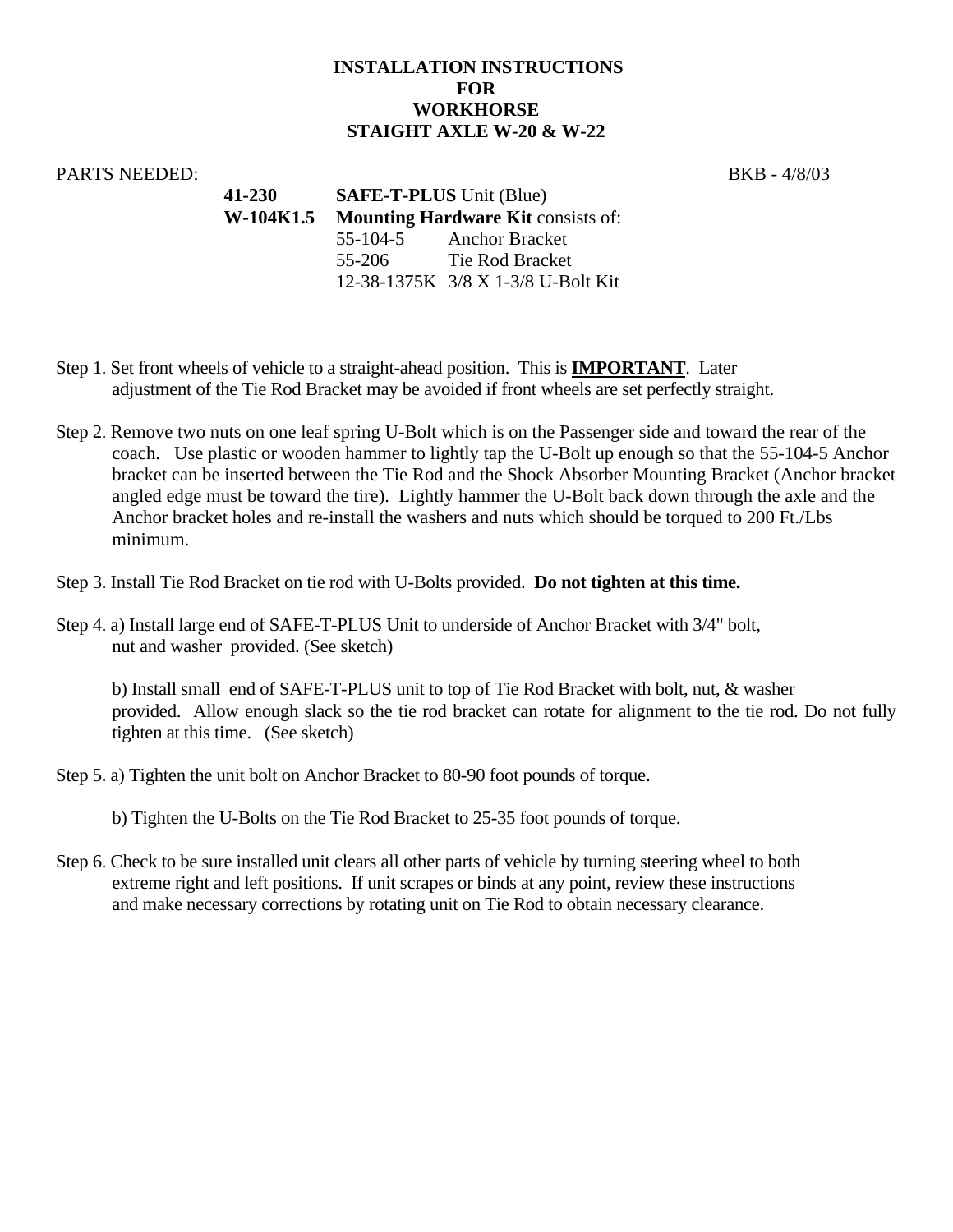# INSTALLATION INSTRUCTIONS FOR WORKHORSE STAIGHT AXLE W-20 & W-22

PARTS NEEDED: BKB - 4/8/03

| | | |
|---|---|---|
| **41-230** | **SAFE-T-PLUS** Unit (Blue) | |
| **W-104K1.5** | **Mounting Hardware Kit** consists of: | |
| | 55-104-5 | Anchor Bracket |
| | 55-206 | Tie Rod Bracket |
| | 12-38-1375K | 3/8 X 1-3/8 U-Bolt Kit |

Step 1. Set front wheels of vehicle to a straight-ahead position. This is **IMPORTANT**. Later adjustment of the Tie Rod Bracket may be avoided if front wheels are set perfectly straight.

Step 2. Remove two nuts on one leaf spring U-Bolt which is on the Passenger side and toward the rear of the coach. Use plastic or wooden hammer to lightly tap the U-Bolt up enough so that the 55-104-5 Anchor bracket can be inserted between the Tie Rod and the Shock Absorber Mounting Bracket (Anchor bracket angled edge must be toward the tire). Lightly hammer the U-Bolt back down through the axle and the Anchor bracket holes and re-install the washers and nuts which should be torqued to 200 Ft./Lbs minimum.

Step 3. Install Tie Rod Bracket on tie rod with U-Bolts provided. **Do not tighten at this time.**

Step 4. a) Install large end of SAFE-T-PLUS Unit to underside of Anchor Bracket with 3/4" bolt, nut and washer provided. (See sketch)

b) Install small end of SAFE-T-PLUS unit to top of Tie Rod Bracket with bolt, nut, & washer provided. Allow enough slack so the tie rod bracket can rotate for alignment to the tie rod. Do not fully tighten at this time. (See sketch)

Step 5. a) Tighten the unit bolt on Anchor Bracket to 80-90 foot pounds of torque.

b) Tighten the U-Bolts on the Tie Rod Bracket to 25-35 foot pounds of torque.

Step 6. Check to be sure installed unit clears all other parts of vehicle by turning steering wheel to both extreme right and left positions. If unit scrapes or binds at any point, review these instructions and make necessary corrections by rotating unit on Tie Rod to obtain necessary clearance.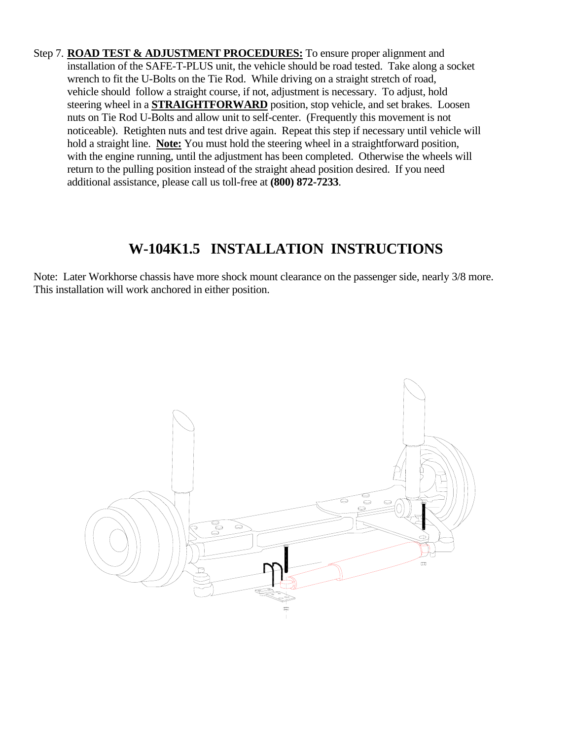Step 7. **ROAD TEST & ADJUSTMENT PROCEDURES:** To ensure proper alignment and installation of the SAFE-T-PLUS unit, the vehicle should be road tested. Take along a socket wrench to fit the U-Bolts on the Tie Rod. While driving on a straight stretch of road, vehicle should follow a straight course, if not, adjustment is necessary. To adjust, hold steering wheel in a **STRAIGHTFORWARD** position, stop vehicle, and set brakes. Loosen nuts on Tie Rod U-Bolts and allow unit to self-center. (Frequently this movement is not noticeable). Retighten nuts and test drive again. Repeat this step if necessary until vehicle will hold a straight line. **Note:** You must hold the steering wheel in a straightforward position, with the engine running, until the adjustment has been completed. Otherwise the wheels will return to the pulling position instead of the straight ahead position desired. If you need additional assistance, please call us toll-free at **(800) 872-7233**.

# W-104K1.5 INSTALLATION INSTRUCTIONS

Note: Later Workhorse chassis have more shock mount clearance on the passenger side, nearly 3/8 more. This installation will work anchored in either position.